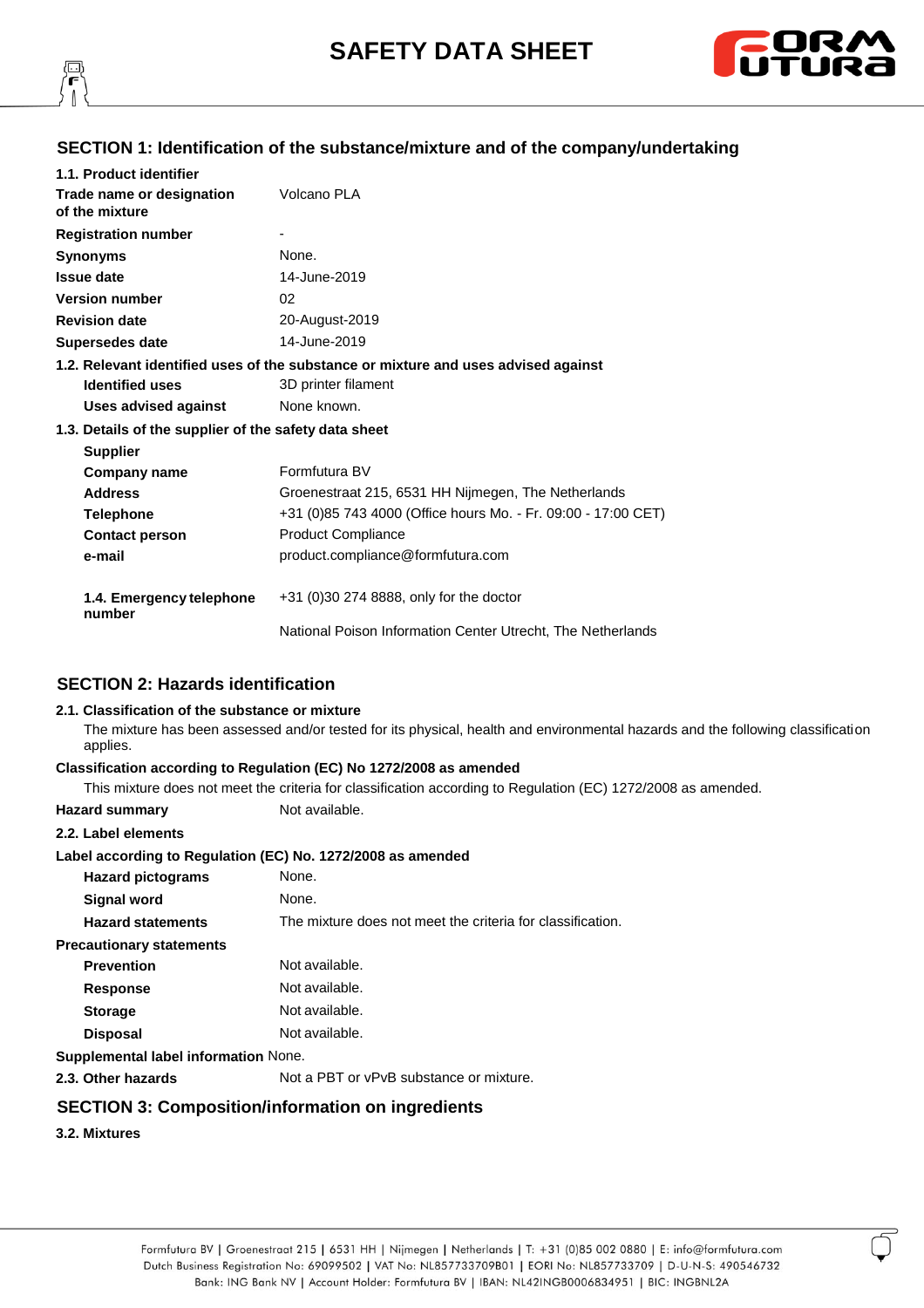# SAFETY DATA SHEET

## SECTION 1: Identification of the substance/mixture and of the company/undertaking

**1.1. Product identifier**

| | |
|---|---|
| **Trade name or designation of the mixture** | Volcano PLA |
| **Registration number** | - |
| **Synonyms** | None. |
| **Issue date** | 14-June-2019 |
| **Version number** | 02 |
| **Revision date** | 20-August-2019 |
| **Supersedes date** | 14-June-2019 |

**1.2. Relevant identified uses of the substance or mixture and uses advised against**

| | |
|---|---|
| **Identified uses** | 3D printer filament |
| **Uses advised against** | None known. |

**1.3. Details of the supplier of the safety data sheet**

**Supplier**

| | |
|---|---|
| **Company name** | Formfutura BV |
| **Address** | Groenestraat 215, 6531 HH Nijmegen, The Netherlands |
| **Telephone** | +31 (0)85 743 4000 (Office hours Mo. - Fr. 09:00 - 17:00 CET) |
| **Contact person** | Product Compliance |
| **e-mail** | product.compliance@formfutura.com |

| | |
|---|---|
| **1.4. Emergency telephone number** | +31 (0)30 274 8888, only for the doctor<br>National Poison Information Center Utrecht, The Netherlands |

## SECTION 2: Hazards identification

**2.1. Classification of the substance or mixture**

The mixture has been assessed and/or tested for its physical, health and environmental hazards and the following classification applies.

**Classification according to Regulation (EC) No 1272/2008 as amended**

This mixture does not meet the criteria for classification according to Regulation (EC) 1272/2008 as amended.

**Hazard summary** Not available.

**2.2. Label elements**

**Label according to Regulation (EC) No. 1272/2008 as amended**

| | |
|---|---|
| **Hazard pictograms** | None. |
| **Signal word** | None. |
| **Hazard statements** | The mixture does not meet the criteria for classification. |

**Precautionary statements**

| | |
|---|---|
| **Prevention** | Not available. |
| **Response** | Not available. |
| **Storage** | Not available. |
| **Disposal** | Not available. |

**Supplemental label information** None.

**2.3. Other hazards** Not a PBT or vPvB substance or mixture.

## SECTION 3: Composition/information on ingredients

**3.2. Mixtures**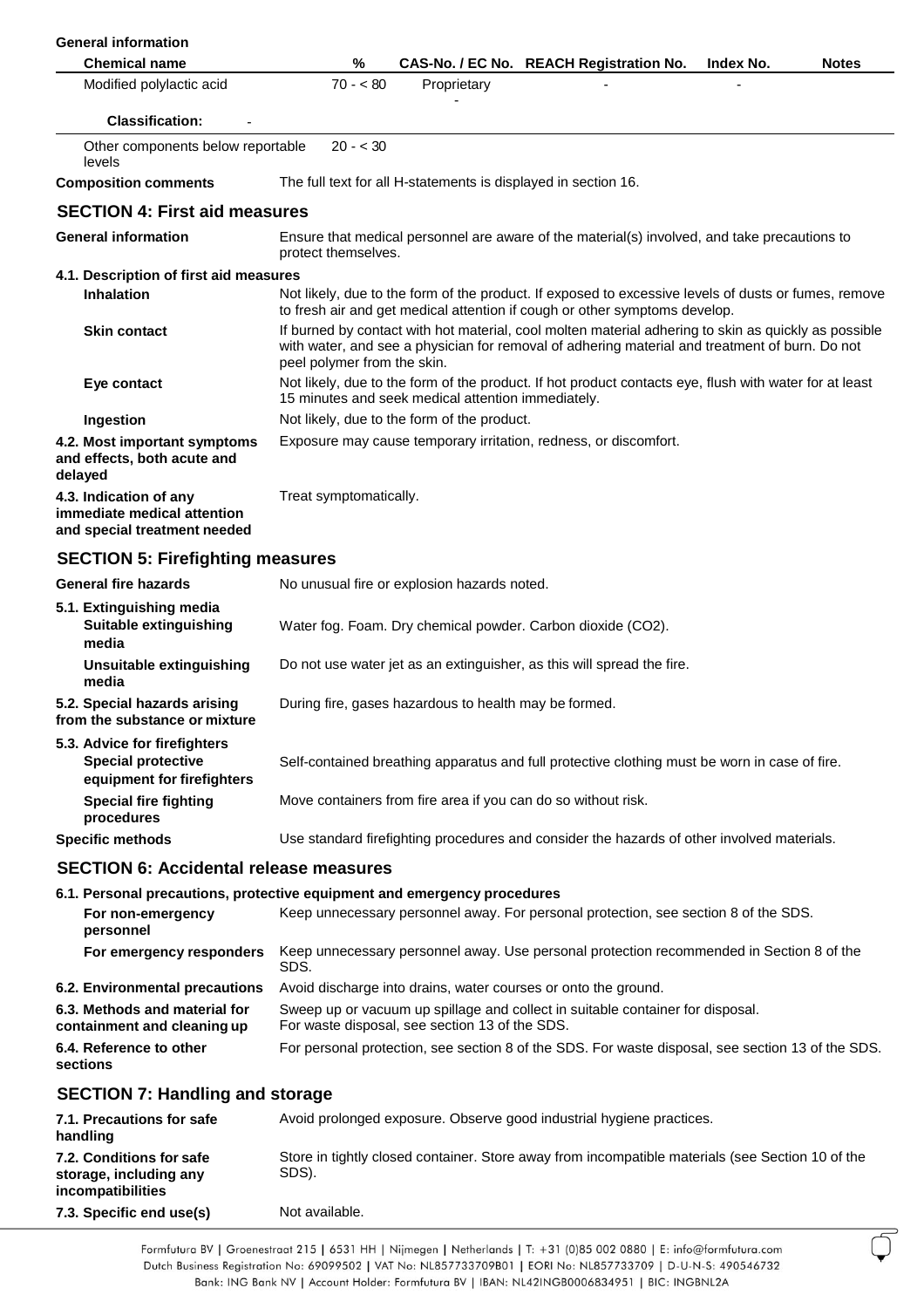**General information**

| Chemical name | % | CAS-No. / EC No. | REACH Registration No. | Index No. | Notes |
|---|---|---|---|---|---|
| Modified polylactic acid | 70 - < 80 | Proprietary<br>- | - | - | |
| **Classification:** - | | | | | |
| Other components below reportable levels | 20 - < 30 | | | | |

**Composition comments** The full text for all H-statements is displayed in section 16.

## SECTION 4: First aid measures

**General information** Ensure that medical personnel are aware of the material(s) involved, and take precautions to protect themselves.

**4.1. Description of first aid measures**

**Inhalation** Not likely, due to the form of the product. If exposed to excessive levels of dusts or fumes, remove to fresh air and get medical attention if cough or other symptoms develop.

**Skin contact** If burned by contact with hot material, cool molten material adhering to skin as quickly as possible with water, and see a physician for removal of adhering material and treatment of burn. Do not peel polymer from the skin.

**Eye contact** Not likely, due to the form of the product. If hot product contacts eye, flush with water for at least 15 minutes and seek medical attention immediately.

**Ingestion** Not likely, due to the form of the product.

**4.2. Most important symptoms and effects, both acute and delayed** Exposure may cause temporary irritation, redness, or discomfort.

**4.3. Indication of any immediate medical attention and special treatment needed** Treat symptomatically.

## SECTION 5: Firefighting measures

**General fire hazards** No unusual fire or explosion hazards noted.

**5.1. Extinguishing media**

**Suitable extinguishing media** Water fog. Foam. Dry chemical powder. Carbon dioxide ($CO_2$).

**Unsuitable extinguishing media** Do not use water jet as an extinguisher, as this will spread the fire.

**5.2. Special hazards arising from the substance or mixture** During fire, gases hazardous to health may be formed.

**5.3. Advice for firefighters**

**Special protective equipment for firefighters** Self-contained breathing apparatus and full protective clothing must be worn in case of fire.

**Special fire fighting procedures** Move containers from fire area if you can do so without risk.

**Specific methods** Use standard firefighting procedures and consider the hazards of other involved materials.

## SECTION 6: Accidental release measures

**6.1. Personal precautions, protective equipment and emergency procedures**

**For non-emergency personnel** Keep unnecessary personnel away. For personal protection, see section 8 of the SDS.

**For emergency responders** Keep unnecessary personnel away. Use personal protection recommended in Section 8 of the SDS.

**6.2. Environmental precautions** Avoid discharge into drains, water courses or onto the ground.

**6.3. Methods and material for containment and cleaning up** Sweep up or vacuum up spillage and collect in suitable container for disposal. For waste disposal, see section 13 of the SDS.

**6.4. Reference to other sections** For personal protection, see section 8 of the SDS. For waste disposal, see section 13 of the SDS.

## SECTION 7: Handling and storage

**7.1. Precautions for safe handling** Avoid prolonged exposure. Observe good industrial hygiene practices.

**7.2. Conditions for safe storage, including any incompatibilities** Store in tightly closed container. Store away from incompatible materials (see Section 10 of the SDS).

**7.3. Specific end use(s)** Not available.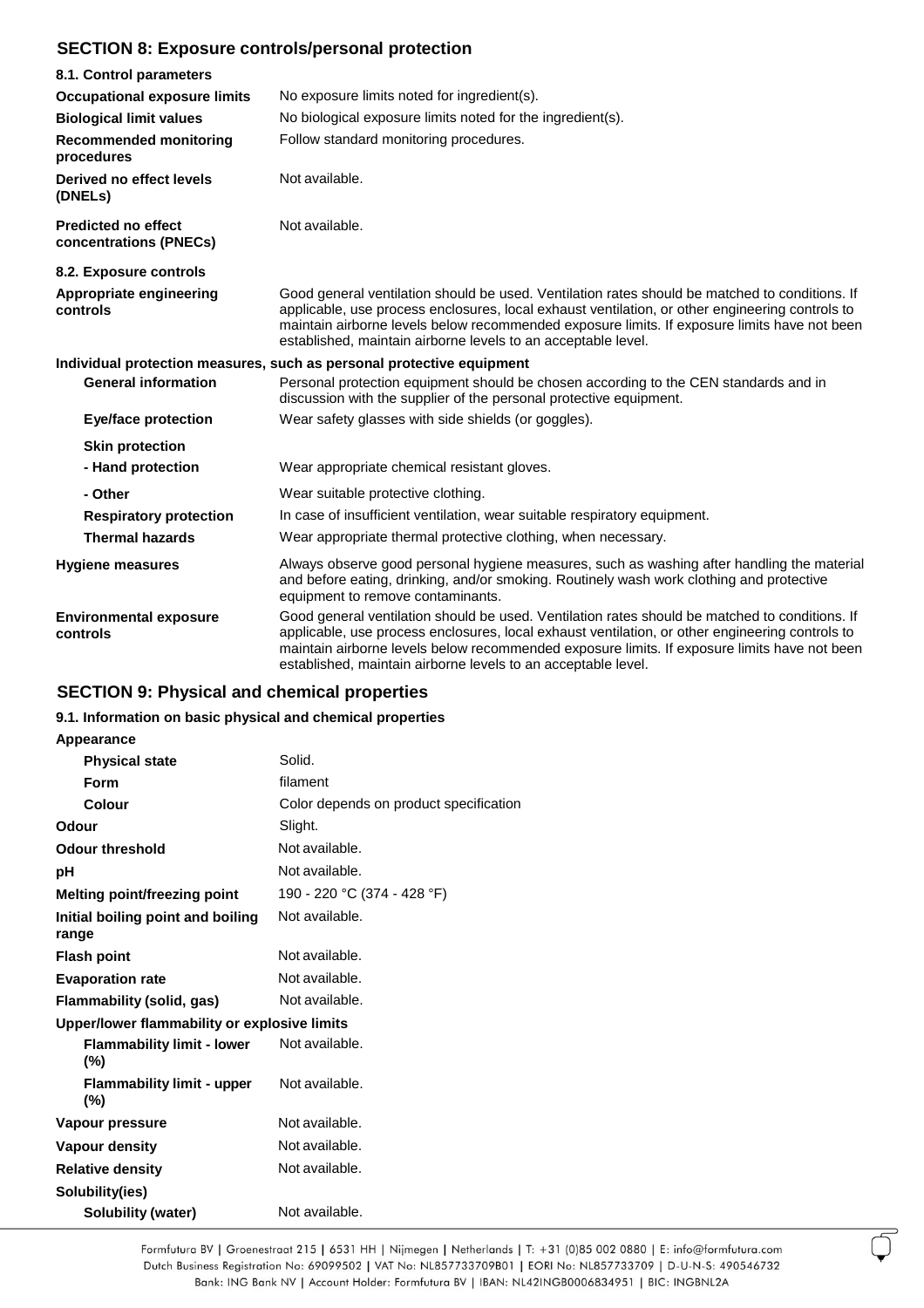## SECTION 8: Exposure controls/personal protection

### 8.1. Control parameters

| | |
|---|---|
| **Occupational exposure limits** | No exposure limits noted for ingredient(s). |
| **Biological limit values** | No biological exposure limits noted for the ingredient(s). |
| **Recommended monitoring procedures** | Follow standard monitoring procedures. |
| **Derived no effect levels (DNELs)** | Not available. |
| **Predicted no effect concentrations (PNECs)** | Not available. |

### 8.2. Exposure controls

| | |
|---|---|
| **Appropriate engineering controls** | Good general ventilation should be used. Ventilation rates should be matched to conditions. If applicable, use process enclosures, local exhaust ventilation, or other engineering controls to maintain airborne levels below recommended exposure limits. If exposure limits have not been established, maintain airborne levels to an acceptable level. |

**Individual protection measures, such as personal protective equipment**

| | |
|---|---|
| **General information** | Personal protection equipment should be chosen according to the CEN standards and in discussion with the supplier of the personal protective equipment. |
| **Eye/face protection** | Wear safety glasses with side shields (or goggles). |
| **Skin protection** | |
| **- Hand protection** | Wear appropriate chemical resistant gloves. |
| **- Other** | Wear suitable protective clothing. |
| **Respiratory protection** | In case of insufficient ventilation, wear suitable respiratory equipment. |
| **Thermal hazards** | Wear appropriate thermal protective clothing, when necessary. |
| **Hygiene measures** | Always observe good personal hygiene measures, such as washing after handling the material and before eating, drinking, and/or smoking. Routinely wash work clothing and protective equipment to remove contaminants. |
| **Environmental exposure controls** | Good general ventilation should be used. Ventilation rates should be matched to conditions. If applicable, use process enclosures, local exhaust ventilation, or other engineering controls to maintain airborne levels below recommended exposure limits. If exposure limits have not been established, maintain airborne levels to an acceptable level. |

## SECTION 9: Physical and chemical properties

### 9.1. Information on basic physical and chemical properties

| | |
|---|---|
| **Appearance** | |
| **Physical state** | Solid. |
| **Form** | filament |
| **Colour** | Color depends on product specification |
| **Odour** | Slight. |
| **Odour threshold** | Not available. |
| **pH** | Not available. |
| **Melting point/freezing point** | 190 - 220 °C (374 - 428 °F) |
| **Initial boiling point and boiling range** | Not available. |
| **Flash point** | Not available. |
| **Evaporation rate** | Not available. |
| **Flammability (solid, gas)** | Not available. |
| **Upper/lower flammability or explosive limits** | |
| **Flammability limit - lower (%)** | Not available. |
| **Flammability limit - upper (%)** | Not available. |
| **Vapour pressure** | Not available. |
| **Vapour density** | Not available. |
| **Relative density** | Not available. |
| **Solubility(ies)** | |
| **Solubility (water)** | Not available. |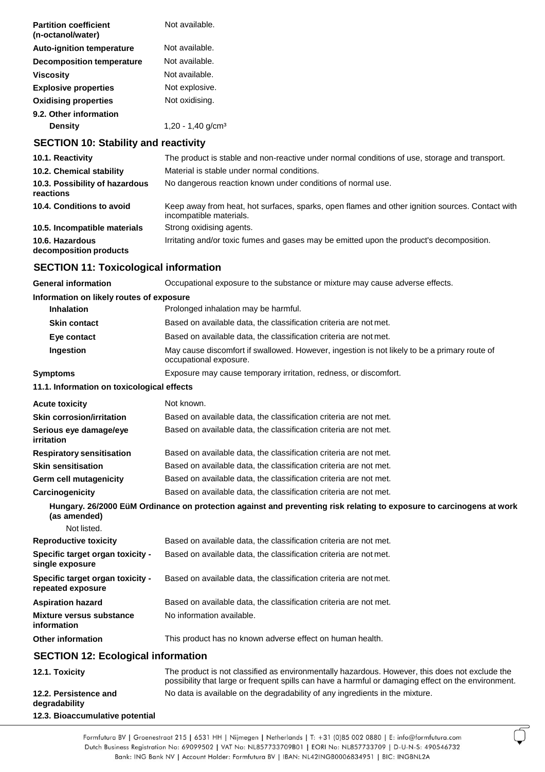| | |
|---|---|
| **Partition coefficient (n-octanol/water)** | Not available. |
| **Auto-ignition temperature** | Not available. |
| **Decomposition temperature** | Not available. |
| **Viscosity** | Not available. |
| **Explosive properties** | Not explosive. |
| **Oxidising properties** | Not oxidising. |

**9.2. Other information**

| | |
|---|---|
| **Density** | 1,20 - 1,40 g/cm³ |

## SECTION 10: Stability and reactivity

| | |
|---|---|
| **10.1. Reactivity** | The product is stable and non-reactive under normal conditions of use, storage and transport. |
| **10.2. Chemical stability** | Material is stable under normal conditions. |
| **10.3. Possibility of hazardous reactions** | No dangerous reaction known under conditions of normal use. |
| **10.4. Conditions to avoid** | Keep away from heat, hot surfaces, sparks, open flames and other ignition sources. Contact with incompatible materials. |
| **10.5. Incompatible materials** | Strong oxidising agents. |
| **10.6. Hazardous decomposition products** | Irritating and/or toxic fumes and gases may be emitted upon the product's decomposition. |

## SECTION 11: Toxicological information

| | |
|---|---|
| **General information** | Occupational exposure to the substance or mixture may cause adverse effects. |

**Information on likely routes of exposure**

| | |
|---|---|
| **Inhalation** | Prolonged inhalation may be harmful. |
| **Skin contact** | Based on available data, the classification criteria are not met. |
| **Eye contact** | Based on available data, the classification criteria are not met. |
| **Ingestion** | May cause discomfort if swallowed. However, ingestion is not likely to be a primary route of occupational exposure. |
| **Symptoms** | Exposure may cause temporary irritation, redness, or discomfort. |

**11.1. Information on toxicological effects**

| | |
|---|---|
| **Acute toxicity** | Not known. |
| **Skin corrosion/irritation** | Based on available data, the classification criteria are not met. |
| **Serious eye damage/eye irritation** | Based on available data, the classification criteria are not met. |
| **Respiratory sensitisation** | Based on available data, the classification criteria are not met. |
| **Skin sensitisation** | Based on available data, the classification criteria are not met. |
| **Germ cell mutagenicity** | Based on available data, the classification criteria are not met. |
| **Carcinogenicity** | Based on available data, the classification criteria are not met. |

**Hungary. 26/2000 EüM Ordinance on protection against and preventing risk relating to exposure to carcinogens at work (as amended)**

Not listed.

| | |
|---|---|
| **Reproductive toxicity** | Based on available data, the classification criteria are not met. |
| **Specific target organ toxicity - single exposure** | Based on available data, the classification criteria are not met. |
| **Specific target organ toxicity - repeated exposure** | Based on available data, the classification criteria are not met. |
| **Aspiration hazard** | Based on available data, the classification criteria are not met. |
| **Mixture versus substance information** | No information available. |
| **Other information** | This product has no known adverse effect on human health. |

## SECTION 12: Ecological information

| | |
|---|---|
| **12.1. Toxicity** | The product is not classified as environmentally hazardous. However, this does not exclude the possibility that large or frequent spills can have a harmful or damaging effect on the environment. |
| **12.2. Persistence and degradability** | No data is available on the degradability of any ingredients in the mixture. |
| **12.3. Bioaccumulative potential** | |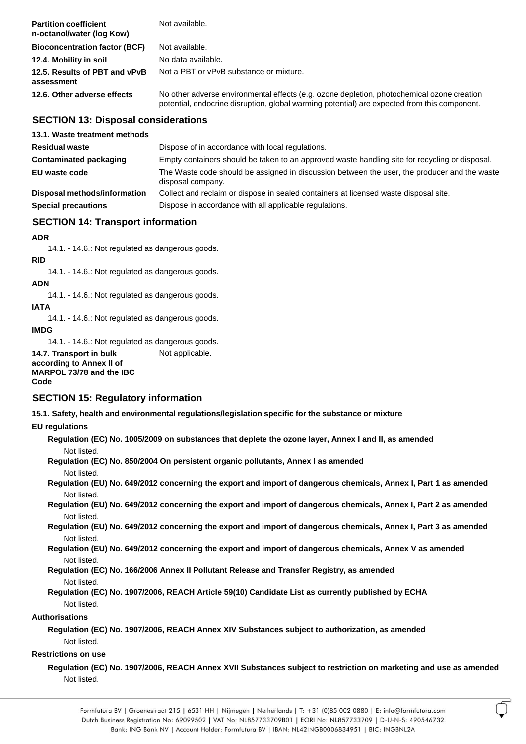| | |
|---|---|
| **Partition coefficient n-octanol/water (log Kow)** | Not available. |
| **Bioconcentration factor (BCF)** | Not available. |
| **12.4. Mobility in soil** | No data available. |
| **12.5. Results of PBT and vPvB assessment** | Not a PBT or vPvB substance or mixture. |
| **12.6. Other adverse effects** | No other adverse environmental effects (e.g. ozone depletion, photochemical ozone creation potential, endocrine disruption, global warming potential) are expected from this component. |

## SECTION 13: Disposal considerations

**13.1. Waste treatment methods**

| | |
|---|---|
| **Residual waste** | Dispose of in accordance with local regulations. |
| **Contaminated packaging** | Empty containers should be taken to an approved waste handling site for recycling or disposal. |
| **EU waste code** | The Waste code should be assigned in discussion between the user, the producer and the waste disposal company. |
| **Disposal methods/information** | Collect and reclaim or dispose in sealed containers at licensed waste disposal site. |
| **Special precautions** | Dispose in accordance with all applicable regulations. |

## SECTION 14: Transport information

**ADR**

14.1. - 14.6.: Not regulated as dangerous goods.

**RID**

14.1. - 14.6.: Not regulated as dangerous goods.

**ADN**

14.1. - 14.6.: Not regulated as dangerous goods.

**IATA**

14.1. - 14.6.: Not regulated as dangerous goods.

**IMDG**

14.1. - 14.6.: Not regulated as dangerous goods.

| | |
|---|---|
| **14.7. Transport in bulk according to Annex II of MARPOL 73/78 and the IBC Code** | Not applicable. |

## SECTION 15: Regulatory information

**15.1. Safety, health and environmental regulations/legislation specific for the substance or mixture**

**EU regulations**

**Regulation (EC) No. 1005/2009 on substances that deplete the ozone layer, Annex I and II, as amended**
Not listed.

**Regulation (EC) No. 850/2004 On persistent organic pollutants, Annex I as amended**
Not listed.

**Regulation (EU) No. 649/2012 concerning the export and import of dangerous chemicals, Annex I, Part 1 as amended**
Not listed.

**Regulation (EU) No. 649/2012 concerning the export and import of dangerous chemicals, Annex I, Part 2 as amended**
Not listed.

**Regulation (EU) No. 649/2012 concerning the export and import of dangerous chemicals, Annex I, Part 3 as amended**
Not listed.

**Regulation (EU) No. 649/2012 concerning the export and import of dangerous chemicals, Annex V as amended**
Not listed.

**Regulation (EC) No. 166/2006 Annex II Pollutant Release and Transfer Registry, as amended**
Not listed.

**Regulation (EC) No. 1907/2006, REACH Article 59(10) Candidate List as currently published by ECHA**
Not listed.

**Authorisations**

**Regulation (EC) No. 1907/2006, REACH Annex XIV Substances subject to authorization, as amended**
Not listed.

**Restrictions on use**

**Regulation (EC) No. 1907/2006, REACH Annex XVII Substances subject to restriction on marketing and use as amended**
Not listed.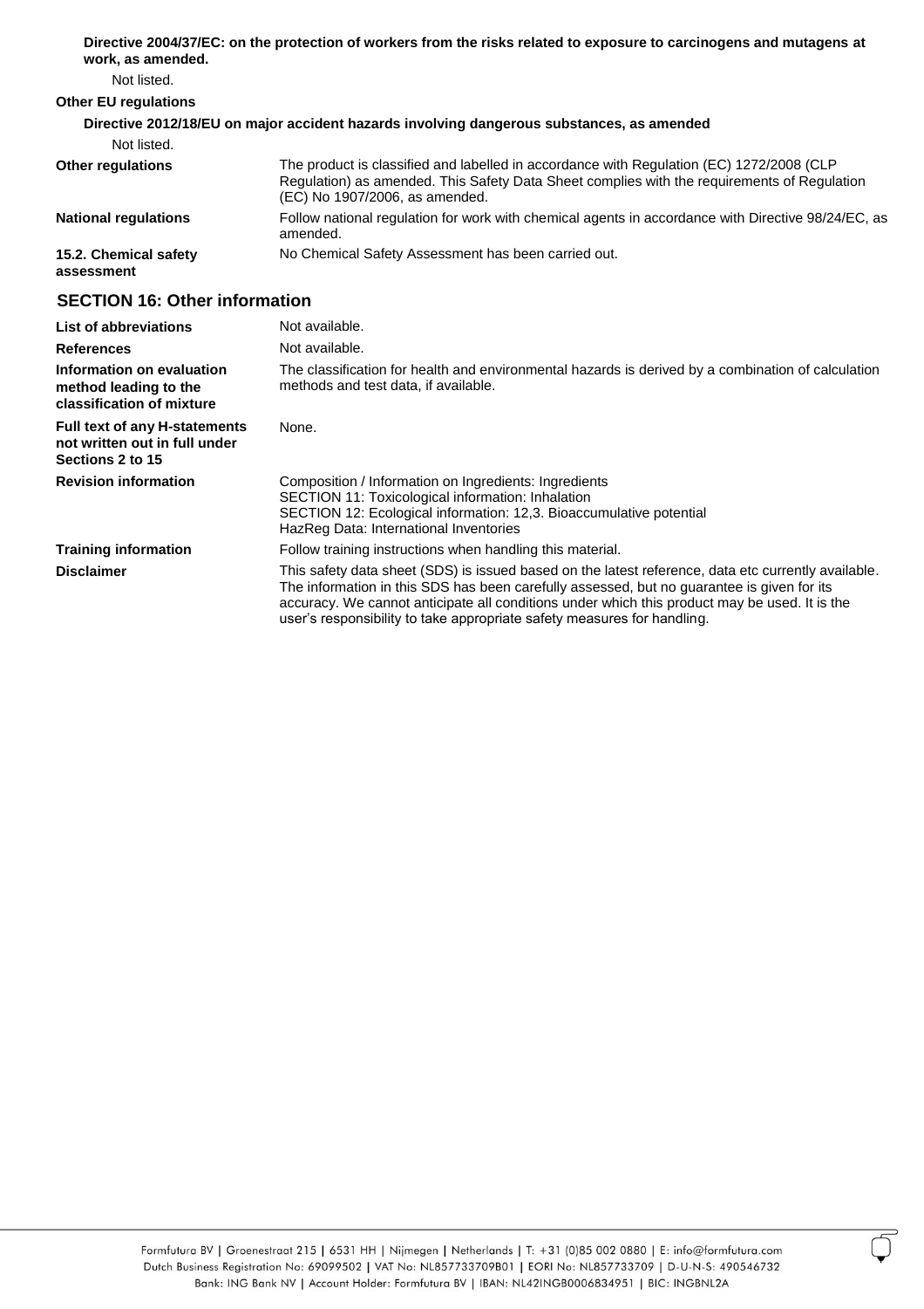**Directive 2004/37/EC: on the protection of workers from the risks related to exposure to carcinogens and mutagens at work, as amended.**

Not listed.

**Other EU regulations**

**Directive 2012/18/EU on major accident hazards involving dangerous substances, as amended**

Not listed.

| | |
|---|---|
| **Other regulations** | The product is classified and labelled in accordance with Regulation (EC) 1272/2008 (CLP Regulation) as amended. This Safety Data Sheet complies with the requirements of Regulation (EC) No 1907/2006, as amended. |
| **National regulations** | Follow national regulation for work with chemical agents in accordance with Directive 98/24/EC, as amended. |
| **15.2. Chemical safety assessment** | No Chemical Safety Assessment has been carried out. |

## SECTION 16: Other information

| | |
|---|---|
| **List of abbreviations** | Not available. |
| **References** | Not available. |
| **Information on evaluation method leading to the classification of mixture** | The classification for health and environmental hazards is derived by a combination of calculation methods and test data, if available. |
| **Full text of any H-statements not written out in full under Sections 2 to 15** | None. |
| **Revision information** | Composition / Information on Ingredients: Ingredients<br>SECTION 11: Toxicological information: Inhalation<br>SECTION 12: Ecological information: 12,3. Bioaccumulative potential<br>HazReg Data: International Inventories |
| **Training information** | Follow training instructions when handling this material. |
| **Disclaimer** | This safety data sheet (SDS) is issued based on the latest reference, data etc currently available. The information in this SDS has been carefully assessed, but no guarantee is given for its accuracy. We cannot anticipate all conditions under which this product may be used. It is the user's responsibility to take appropriate safety measures for handling. |